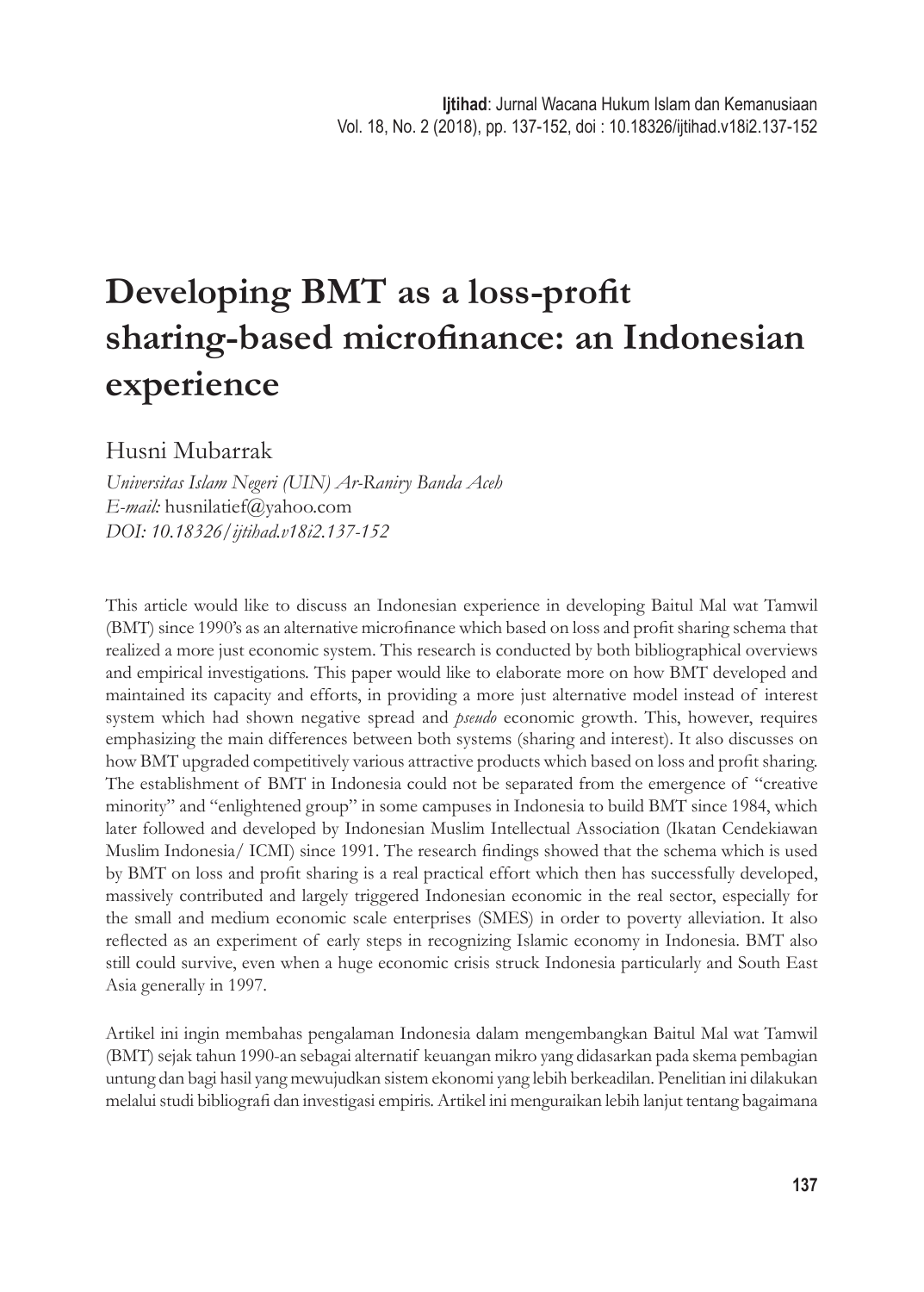# Developing BMT as a loss-profit sharing-based microfinance: an Indonesian experience

Husni Mubarrak

*Universitas Islam Negeri (UIN) Ar-Raniry Banda Aceh*
*E-mail:* husnilatief@yahoo.com
*DOI: 10.18326/ijtihad.v18i2.137-152*

This article would like to discuss an Indonesian experience in developing Baitul Mal wat Tamwil (BMT) since 1990's as an alternative microfinance which based on loss and profit sharing schema that realized a more just economic system. This research is conducted by both bibliographical overviews and empirical investigations. This paper would like to elaborate more on how BMT developed and maintained its capacity and efforts, in providing a more just alternative model instead of interest system which had shown negative spread and *pseudo* economic growth. This, however, requires emphasizing the main differences between both systems (sharing and interest). It also discusses on how BMT upgraded competitively various attractive products which based on loss and profit sharing. The establishment of BMT in Indonesia could not be separated from the emergence of "creative minority" and "enlightened group" in some campuses in Indonesia to build BMT since 1984, which later followed and developed by Indonesian Muslim Intellectual Association (Ikatan Cendekiawan Muslim Indonesia/ ICMI) since 1991. The research findings showed that the schema which is used by BMT on loss and profit sharing is a real practical effort which then has successfully developed, massively contributed and largely triggered Indonesian economic in the real sector, especially for the small and medium economic scale enterprises (SMES) in order to poverty alleviation. It also reflected as an experiment of early steps in recognizing Islamic economy in Indonesia. BMT also still could survive, even when a huge economic crisis struck Indonesia particularly and South East Asia generally in 1997.

Artikel ini ingin membahas pengalaman Indonesia dalam mengembangkan Baitul Mal wat Tamwil (BMT) sejak tahun 1990-an sebagai alternatif keuangan mikro yang didasarkan pada skema pembagian untung dan bagi hasil yang mewujudkan sistem ekonomi yang lebih berkeadilan. Penelitian ini dilakukan melalui studi bibliografi dan investigasi empiris. Artikel ini menguraikan lebih lanjut tentang bagaimana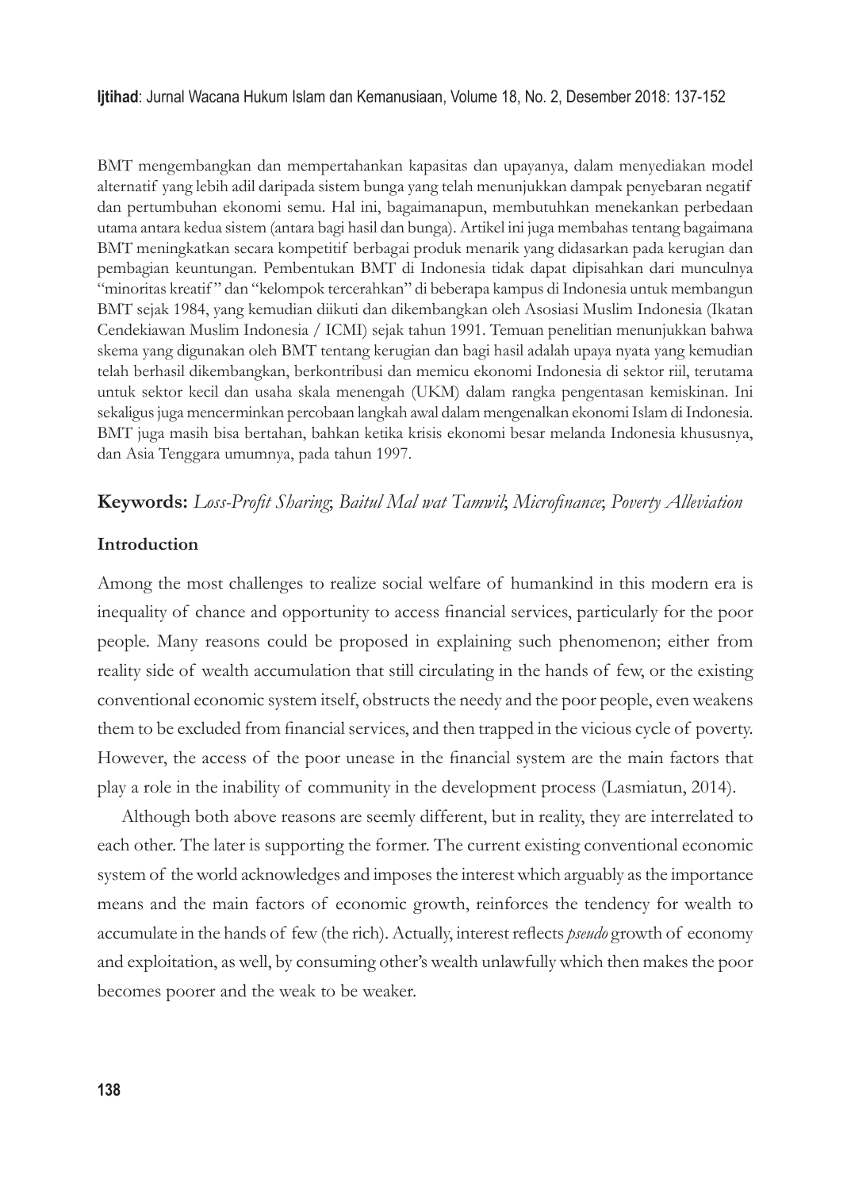BMT mengembangkan dan mempertahankan kapasitas dan upayanya, dalam menyediakan model alternatif yang lebih adil daripada sistem bunga yang telah menunjukkan dampak penyebaran negatif dan pertumbuhan ekonomi semu. Hal ini, bagaimanapun, membutuhkan menekankan perbedaan utama antara kedua sistem (antara bagi hasil dan bunga). Artikel ini juga membahas tentang bagaimana BMT meningkatkan secara kompetitif berbagai produk menarik yang didasarkan pada kerugian dan pembagian keuntungan. Pembentukan BMT di Indonesia tidak dapat dipisahkan dari munculnya "minoritas kreatif" dan "kelompok tercerahkan" di beberapa kampus di Indonesia untuk membangun BMT sejak 1984, yang kemudian diikuti dan dikembangkan oleh Asosiasi Muslim Indonesia (Ikatan Cendekiawan Muslim Indonesia / ICMI) sejak tahun 1991. Temuan penelitian menunjukkan bahwa skema yang digunakan oleh BMT tentang kerugian dan bagi hasil adalah upaya nyata yang kemudian telah berhasil dikembangkan, berkontribusi dan memicu ekonomi Indonesia di sektor riil, terutama untuk sektor kecil dan usaha skala menengah (UKM) dalam rangka pengentasan kemiskinan. Ini sekaligus juga mencerminkan percobaan langkah awal dalam mengenalkan ekonomi Islam di Indonesia. BMT juga masih bisa bertahan, bahkan ketika krisis ekonomi besar melanda Indonesia khususnya, dan Asia Tenggara umumnya, pada tahun 1997.

**Keywords:** *Loss-Profit Sharing*; *Baitul Mal wat Tamwil*; *Microfinance*; *Poverty Alleviation*

## Introduction

Among the most challenges to realize social welfare of humankind in this modern era is inequality of chance and opportunity to access financial services, particularly for the poor people. Many reasons could be proposed in explaining such phenomenon; either from reality side of wealth accumulation that still circulating in the hands of few, or the existing conventional economic system itself, obstructs the needy and the poor people, even weakens them to be excluded from financial services, and then trapped in the vicious cycle of poverty. However, the access of the poor unease in the financial system are the main factors that play a role in the inability of community in the development process (Lasmiatun, 2014).

Although both above reasons are seemly different, but in reality, they are interrelated to each other. The later is supporting the former. The current existing conventional economic system of the world acknowledges and imposes the interest which arguably as the importance means and the main factors of economic growth, reinforces the tendency for wealth to accumulate in the hands of few (the rich). Actually, interest reflects *pseudo* growth of economy and exploitation, as well, by consuming other's wealth unlawfully which then makes the poor becomes poorer and the weak to be weaker.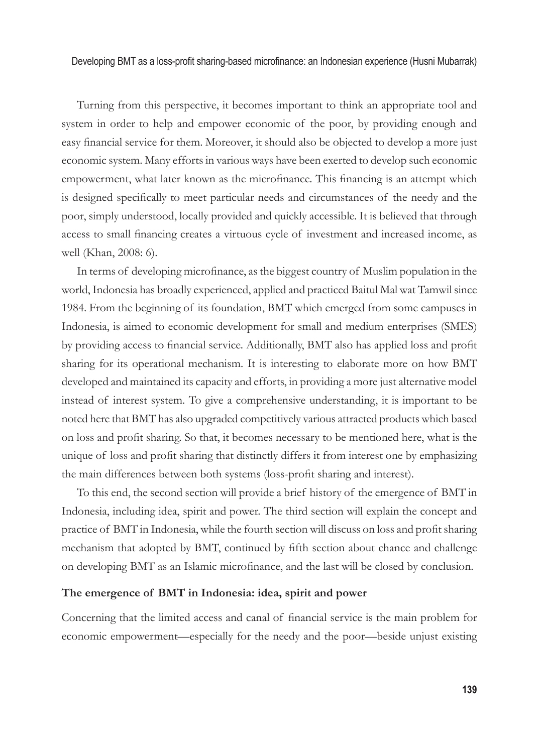Turning from this perspective, it becomes important to think an appropriate tool and system in order to help and empower economic of the poor, by providing enough and easy financial service for them. Moreover, it should also be objected to develop a more just economic system. Many efforts in various ways have been exerted to develop such economic empowerment, what later known as the microfinance. This financing is an attempt which is designed specifically to meet particular needs and circumstances of the needy and the poor, simply understood, locally provided and quickly accessible. It is believed that through access to small financing creates a virtuous cycle of investment and increased income, as well (Khan, 2008: 6).

In terms of developing microfinance, as the biggest country of Muslim population in the world, Indonesia has broadly experienced, applied and practiced Baitul Mal wat Tamwil since 1984. From the beginning of its foundation, BMT which emerged from some campuses in Indonesia, is aimed to economic development for small and medium enterprises (SMES) by providing access to financial service. Additionally, BMT also has applied loss and profit sharing for its operational mechanism. It is interesting to elaborate more on how BMT developed and maintained its capacity and efforts, in providing a more just alternative model instead of interest system. To give a comprehensive understanding, it is important to be noted here that BMT has also upgraded competitively various attracted products which based on loss and profit sharing. So that, it becomes necessary to be mentioned here, what is the unique of loss and profit sharing that distinctly differs it from interest one by emphasizing the main differences between both systems (loss-profit sharing and interest).

To this end, the second section will provide a brief history of the emergence of BMT in Indonesia, including idea, spirit and power. The third section will explain the concept and practice of BMT in Indonesia, while the fourth section will discuss on loss and profit sharing mechanism that adopted by BMT, continued by fifth section about chance and challenge on developing BMT as an Islamic microfinance, and the last will be closed by conclusion.

## The emergence of BMT in Indonesia: idea, spirit and power

Concerning that the limited access and canal of financial service is the main problem for economic empowerment—especially for the needy and the poor—beside unjust existing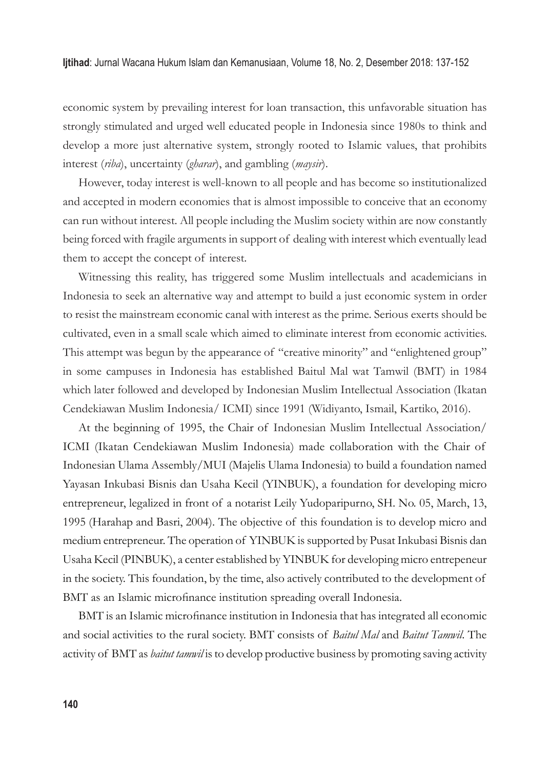economic system by prevailing interest for loan transaction, this unfavorable situation has strongly stimulated and urged well educated people in Indonesia since 1980s to think and develop a more just alternative system, strongly rooted to Islamic values, that prohibits interest (*riba*), uncertainty (*gharar*), and gambling (*maysir*).

However, today interest is well-known to all people and has become so institutionalized and accepted in modern economies that is almost impossible to conceive that an economy can run without interest. All people including the Muslim society within are now constantly being forced with fragile arguments in support of dealing with interest which eventually lead them to accept the concept of interest.

Witnessing this reality, has triggered some Muslim intellectuals and academicians in Indonesia to seek an alternative way and attempt to build a just economic system in order to resist the mainstream economic canal with interest as the prime. Serious exerts should be cultivated, even in a small scale which aimed to eliminate interest from economic activities. This attempt was begun by the appearance of "creative minority" and "enlightened group" in some campuses in Indonesia has established Baitul Mal wat Tamwil (BMT) in 1984 which later followed and developed by Indonesian Muslim Intellectual Association (Ikatan Cendekiawan Muslim Indonesia/ ICMI) since 1991 (Widiyanto, Ismail, Kartiko, 2016).

At the beginning of 1995, the Chair of Indonesian Muslim Intellectual Association/ ICMI (Ikatan Cendekiawan Muslim Indonesia) made collaboration with the Chair of Indonesian Ulama Assembly/MUI (Majelis Ulama Indonesia) to build a foundation named Yayasan Inkubasi Bisnis dan Usaha Kecil (YINBUK), a foundation for developing micro entrepreneur, legalized in front of a notarist Leily Yudoparipurno, SH. No. 05, March, 13, 1995 (Harahap and Basri, 2004). The objective of this foundation is to develop micro and medium entrepreneur. The operation of YINBUK is supported by Pusat Inkubasi Bisnis dan Usaha Kecil (PINBUK), a center established by YINBUK for developing micro entrepeneur in the society. This foundation, by the time, also actively contributed to the development of BMT as an Islamic microfinance institution spreading overall Indonesia.

BMT is an Islamic microfinance institution in Indonesia that has integrated all economic and social activities to the rural society. BMT consists of *Baitul Mal* and *Baitut Tamwil*. The activity of BMT as *baitut tamwil* is to develop productive business by promoting saving activity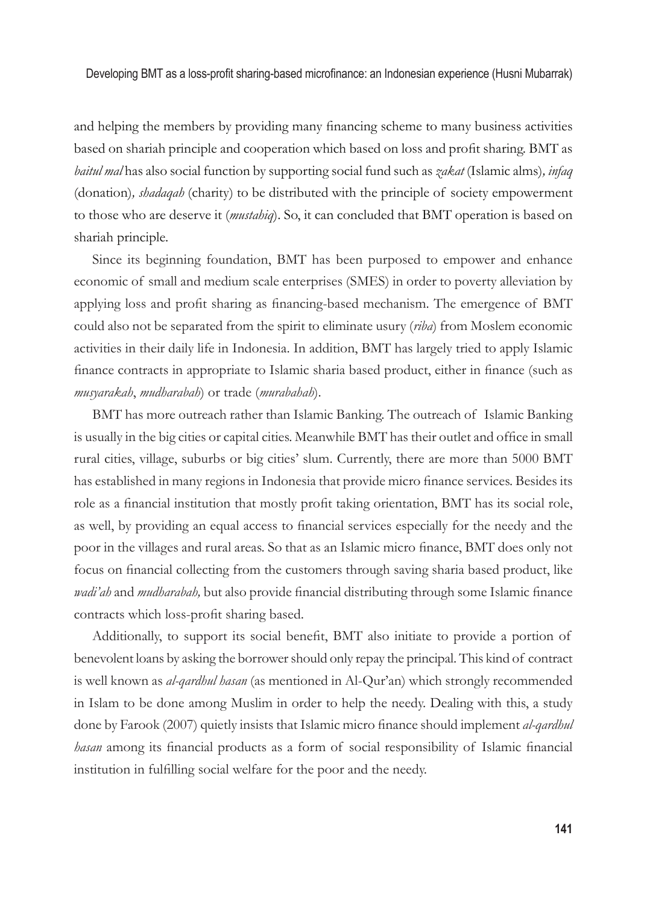and helping the members by providing many financing scheme to many business activities based on shariah principle and cooperation which based on loss and profit sharing. BMT as *baitul mal* has also social function by supporting social fund such as *zakat* (Islamic alms)*, infaq* (donation)*, shadaqah* (charity) to be distributed with the principle of society empowerment to those who are deserve it (*mustahiq*). So, it can concluded that BMT operation is based on shariah principle.

Since its beginning foundation, BMT has been purposed to empower and enhance economic of small and medium scale enterprises (SMES) in order to poverty alleviation by applying loss and profit sharing as financing-based mechanism. The emergence of BMT could also not be separated from the spirit to eliminate usury (*riba*) from Moslem economic activities in their daily life in Indonesia. In addition, BMT has largely tried to apply Islamic finance contracts in appropriate to Islamic sharia based product, either in finance (such as *musyarakah*, *mudharabah*) or trade (*murabahah*).

BMT has more outreach rather than Islamic Banking. The outreach of Islamic Banking is usually in the big cities or capital cities. Meanwhile BMT has their outlet and office in small rural cities, village, suburbs or big cities' slum. Currently, there are more than 5000 BMT has established in many regions in Indonesia that provide micro finance services. Besides its role as a financial institution that mostly profit taking orientation, BMT has its social role, as well, by providing an equal access to financial services especially for the needy and the poor in the villages and rural areas. So that as an Islamic micro finance, BMT does only not focus on financial collecting from the customers through saving sharia based product, like *wadi'ah* and *mudharabah,* but also provide financial distributing through some Islamic finance contracts which loss-profit sharing based.

Additionally, to support its social benefit, BMT also initiate to provide a portion of benevolent loans by asking the borrower should only repay the principal. This kind of contract is well known as *al-qardhul hasan* (as mentioned in Al-Qur'an) which strongly recommended in Islam to be done among Muslim in order to help the needy. Dealing with this, a study done by Farook (2007) quietly insists that Islamic micro finance should implement *al-qardhul hasan* among its financial products as a form of social responsibility of Islamic financial institution in fulfilling social welfare for the poor and the needy.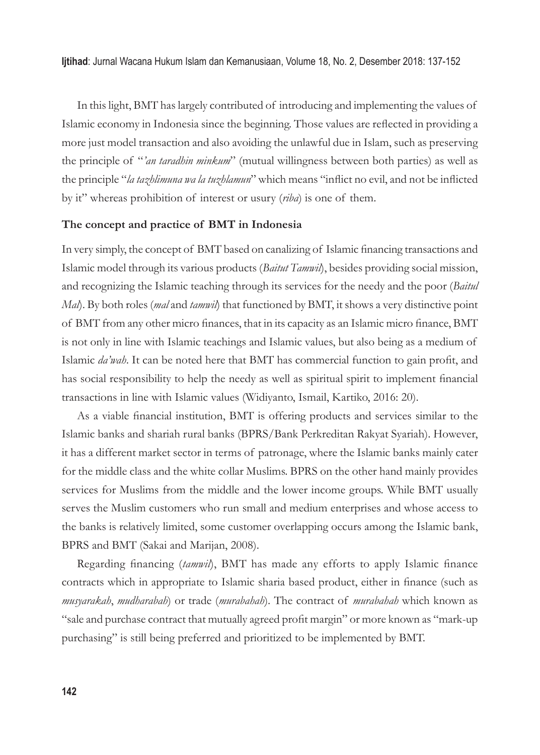In this light, BMT has largely contributed of introducing and implementing the values of Islamic economy in Indonesia since the beginning. Those values are reflected in providing a more just model transaction and also avoiding the unlawful due in Islam, such as preserving the principle of "*'an taradhin minkum*" (mutual willingness between both parties) as well as the principle "*la tazhlimuna wa la tuzhlamun*" which means "inflict no evil, and not be inflicted by it" whereas prohibition of interest or usury (*riba*) is one of them.

**The concept and practice of BMT in Indonesia**

In very simply, the concept of BMT based on canalizing of Islamic financing transactions and Islamic model through its various products (*Baitut Tamwil*), besides providing social mission, and recognizing the Islamic teaching through its services for the needy and the poor (*Baitul Mal*). By both roles (*mal* and *tamwil*) that functioned by BMT, it shows a very distinctive point of BMT from any other micro finances, that in its capacity as an Islamic micro finance, BMT is not only in line with Islamic teachings and Islamic values, but also being as a medium of Islamic *da'wah*. It can be noted here that BMT has commercial function to gain profit, and has social responsibility to help the needy as well as spiritual spirit to implement financial transactions in line with Islamic values (Widiyanto, Ismail, Kartiko, 2016: 20).

As a viable financial institution, BMT is offering products and services similar to the Islamic banks and shariah rural banks (BPRS/Bank Perkreditan Rakyat Syariah). However, it has a different market sector in terms of patronage, where the Islamic banks mainly cater for the middle class and the white collar Muslims. BPRS on the other hand mainly provides services for Muslims from the middle and the lower income groups. While BMT usually serves the Muslim customers who run small and medium enterprises and whose access to the banks is relatively limited, some customer overlapping occurs among the Islamic bank, BPRS and BMT (Sakai and Marijan, 2008).

Regarding financing (*tamwil*), BMT has made any efforts to apply Islamic finance contracts which in appropriate to Islamic sharia based product, either in finance (such as *musyarakah*, *mudharabah*) or trade (*murabahah*). The contract of *murabahah* which known as "sale and purchase contract that mutually agreed profit margin" or more known as "mark-up purchasing" is still being preferred and prioritized to be implemented by BMT.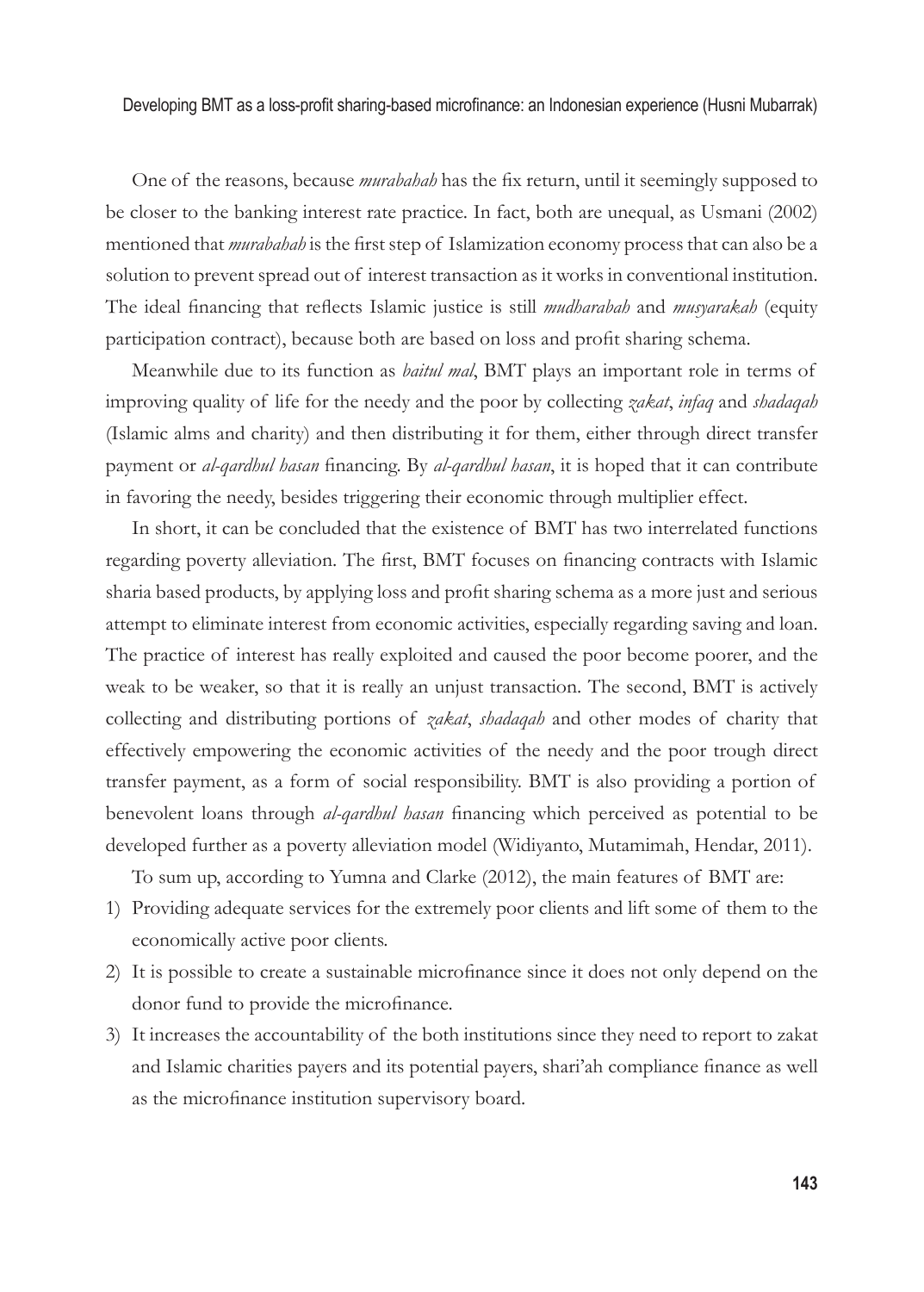One of the reasons, because *murabahah* has the fix return, until it seemingly supposed to be closer to the banking interest rate practice. In fact, both are unequal, as Usmani (2002) mentioned that *murabahah* is the first step of Islamization economy process that can also be a solution to prevent spread out of interest transaction as it works in conventional institution. The ideal financing that reflects Islamic justice is still *mudharabah* and *musyarakah* (equity participation contract), because both are based on loss and profit sharing schema.

Meanwhile due to its function as *baitul mal*, BMT plays an important role in terms of improving quality of life for the needy and the poor by collecting *zakat*, *infaq* and *shadaqah* (Islamic alms and charity) and then distributing it for them, either through direct transfer payment or *al-qardhul hasan* financing. By *al-qardhul hasan*, it is hoped that it can contribute in favoring the needy, besides triggering their economic through multiplier effect.

In short, it can be concluded that the existence of BMT has two interrelated functions regarding poverty alleviation. The first, BMT focuses on financing contracts with Islamic sharia based products, by applying loss and profit sharing schema as a more just and serious attempt to eliminate interest from economic activities, especially regarding saving and loan. The practice of interest has really exploited and caused the poor become poorer, and the weak to be weaker, so that it is really an unjust transaction. The second, BMT is actively collecting and distributing portions of *zakat*, *shadaqah* and other modes of charity that effectively empowering the economic activities of the needy and the poor trough direct transfer payment, as a form of social responsibility. BMT is also providing a portion of benevolent loans through *al-qardhul hasan* financing which perceived as potential to be developed further as a poverty alleviation model (Widiyanto, Mutamimah, Hendar, 2011).

To sum up, according to Yumna and Clarke (2012), the main features of BMT are:

1) Providing adequate services for the extremely poor clients and lift some of them to the economically active poor clients.
2) It is possible to create a sustainable microfinance since it does not only depend on the donor fund to provide the microfinance.
3) It increases the accountability of the both institutions since they need to report to zakat and Islamic charities payers and its potential payers, shari'ah compliance finance as well as the microfinance institution supervisory board.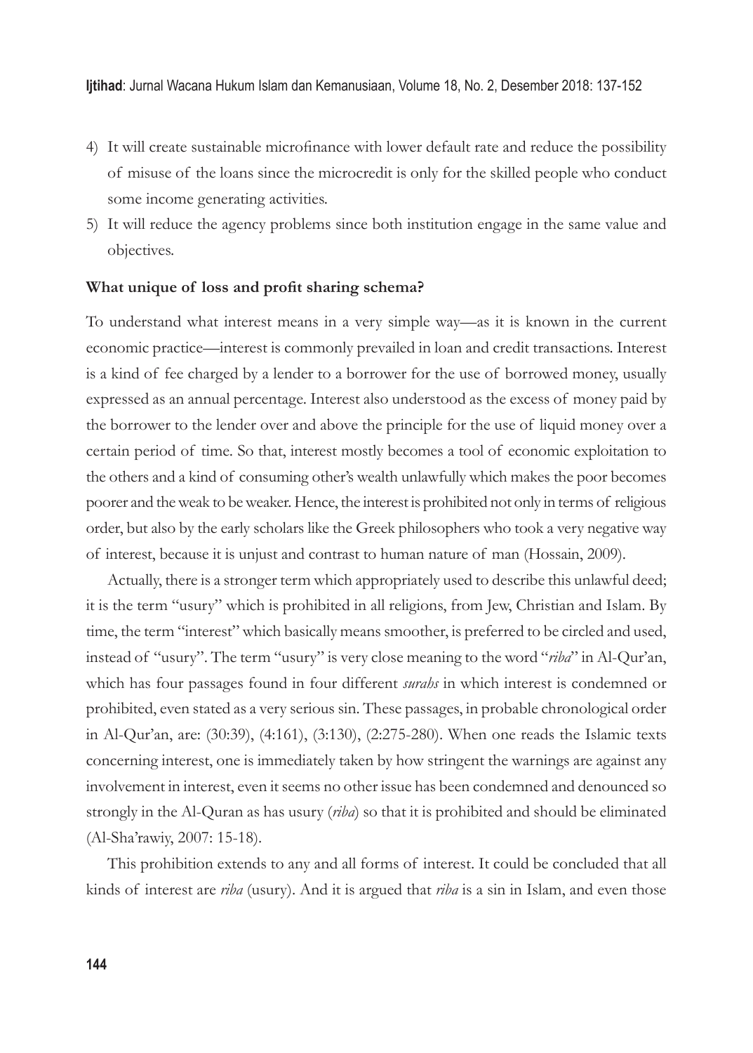4) It will create sustainable microfinance with lower default rate and reduce the possibility of misuse of the loans since the microcredit is only for the skilled people who conduct some income generating activities.
5) It will reduce the agency problems since both institution engage in the same value and objectives.

**What unique of loss and profit sharing schema?**

To understand what interest means in a very simple way—as it is known in the current economic practice—interest is commonly prevailed in loan and credit transactions. Interest is a kind of fee charged by a lender to a borrower for the use of borrowed money, usually expressed as an annual percentage. Interest also understood as the excess of money paid by the borrower to the lender over and above the principle for the use of liquid money over a certain period of time. So that, interest mostly becomes a tool of economic exploitation to the others and a kind of consuming other's wealth unlawfully which makes the poor becomes poorer and the weak to be weaker. Hence, the interest is prohibited not only in terms of religious order, but also by the early scholars like the Greek philosophers who took a very negative way of interest, because it is unjust and contrast to human nature of man (Hossain, 2009).

Actually, there is a stronger term which appropriately used to describe this unlawful deed; it is the term "usury" which is prohibited in all religions, from Jew, Christian and Islam. By time, the term "interest" which basically means smoother, is preferred to be circled and used, instead of "usury". The term "usury" is very close meaning to the word "*riba*" in Al-Qur'an, which has four passages found in four different *surahs* in which interest is condemned or prohibited, even stated as a very serious sin. These passages, in probable chronological order in Al-Qur'an, are: (30:39), (4:161), (3:130), (2:275-280). When one reads the Islamic texts concerning interest, one is immediately taken by how stringent the warnings are against any involvement in interest, even it seems no other issue has been condemned and denounced so strongly in the Al-Quran as has usury (*riba*) so that it is prohibited and should be eliminated (Al-Sha'rawiy, 2007: 15-18).

This prohibition extends to any and all forms of interest. It could be concluded that all kinds of interest are *riba* (usury). And it is argued that *riba* is a sin in Islam, and even those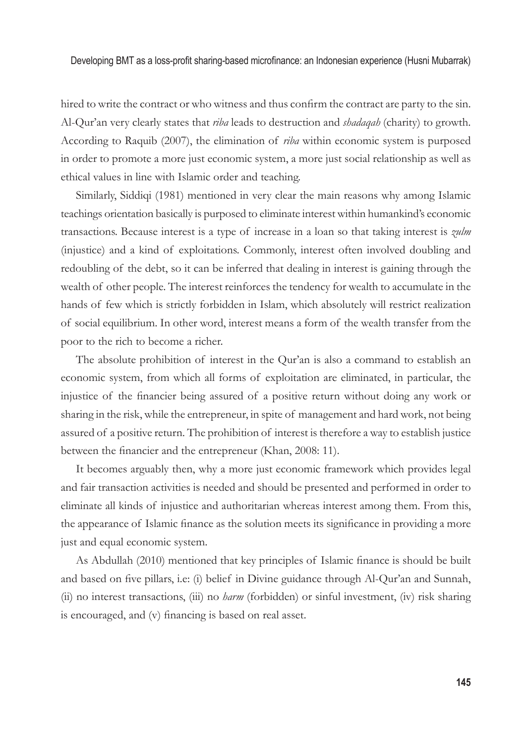hired to write the contract or who witness and thus confirm the contract are party to the sin. Al-Qur'an very clearly states that *riba* leads to destruction and *shadaqah* (charity) to growth. According to Raquib (2007), the elimination of *riba* within economic system is purposed in order to promote a more just economic system, a more just social relationship as well as ethical values in line with Islamic order and teaching.

Similarly, Siddiqi (1981) mentioned in very clear the main reasons why among Islamic teachings orientation basically is purposed to eliminate interest within humankind's economic transactions. Because interest is a type of increase in a loan so that taking interest is *zulm* (injustice) and a kind of exploitations. Commonly, interest often involved doubling and redoubling of the debt, so it can be inferred that dealing in interest is gaining through the wealth of other people. The interest reinforces the tendency for wealth to accumulate in the hands of few which is strictly forbidden in Islam, which absolutely will restrict realization of social equilibrium. In other word, interest means a form of the wealth transfer from the poor to the rich to become a richer.

The absolute prohibition of interest in the Qur'an is also a command to establish an economic system, from which all forms of exploitation are eliminated, in particular, the injustice of the financier being assured of a positive return without doing any work or sharing in the risk, while the entrepreneur, in spite of management and hard work, not being assured of a positive return. The prohibition of interest is therefore a way to establish justice between the financier and the entrepreneur (Khan, 2008: 11).

It becomes arguably then, why a more just economic framework which provides legal and fair transaction activities is needed and should be presented and performed in order to eliminate all kinds of injustice and authoritarian whereas interest among them. From this, the appearance of Islamic finance as the solution meets its significance in providing a more just and equal economic system.

As Abdullah (2010) mentioned that key principles of Islamic finance is should be built and based on five pillars, i.e: (i) belief in Divine guidance through Al-Qur'an and Sunnah, (ii) no interest transactions, (iii) no *harm* (forbidden) or sinful investment, (iv) risk sharing is encouraged, and (v) financing is based on real asset.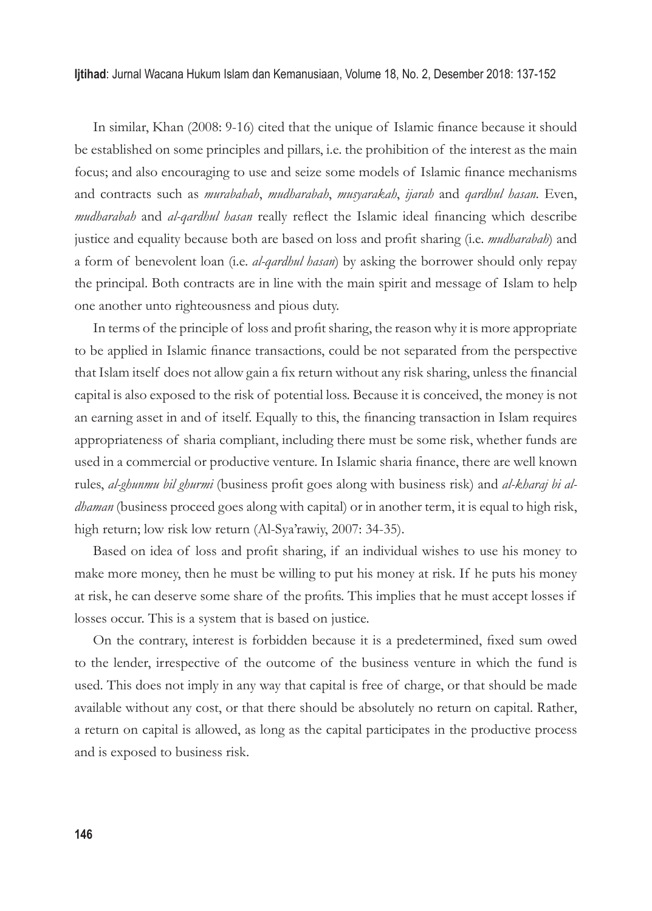In similar, Khan (2008: 9-16) cited that the unique of Islamic finance because it should be established on some principles and pillars, i.e. the prohibition of the interest as the main focus; and also encouraging to use and seize some models of Islamic finance mechanisms and contracts such as *murabahah*, *mudharabah*, *musyarakah*, *ijarah* and *qardhul hasan*. Even, *mudharabah* and *al-qardhul hasan* really reflect the Islamic ideal financing which describe justice and equality because both are based on loss and profit sharing (i.e. *mudharabah*) and a form of benevolent loan (i.e. *al-qardhul hasan*) by asking the borrower should only repay the principal. Both contracts are in line with the main spirit and message of Islam to help one another unto righteousness and pious duty.

In terms of the principle of loss and profit sharing, the reason why it is more appropriate to be applied in Islamic finance transactions, could be not separated from the perspective that Islam itself does not allow gain a fix return without any risk sharing, unless the financial capital is also exposed to the risk of potential loss. Because it is conceived, the money is not an earning asset in and of itself. Equally to this, the financing transaction in Islam requires appropriateness of sharia compliant, including there must be some risk, whether funds are used in a commercial or productive venture. In Islamic sharia finance, there are well known rules, *al-ghunmu bil ghurmi* (business profit goes along with business risk) and *al-kharaj bi al-dhaman* (business proceed goes along with capital) or in another term, it is equal to high risk, high return; low risk low return (Al-Sya'rawiy, 2007: 34-35).

Based on idea of loss and profit sharing, if an individual wishes to use his money to make more money, then he must be willing to put his money at risk. If he puts his money at risk, he can deserve some share of the profits. This implies that he must accept losses if losses occur. This is a system that is based on justice.

On the contrary, interest is forbidden because it is a predetermined, fixed sum owed to the lender, irrespective of the outcome of the business venture in which the fund is used. This does not imply in any way that capital is free of charge, or that should be made available without any cost, or that there should be absolutely no return on capital. Rather, a return on capital is allowed, as long as the capital participates in the productive process and is exposed to business risk.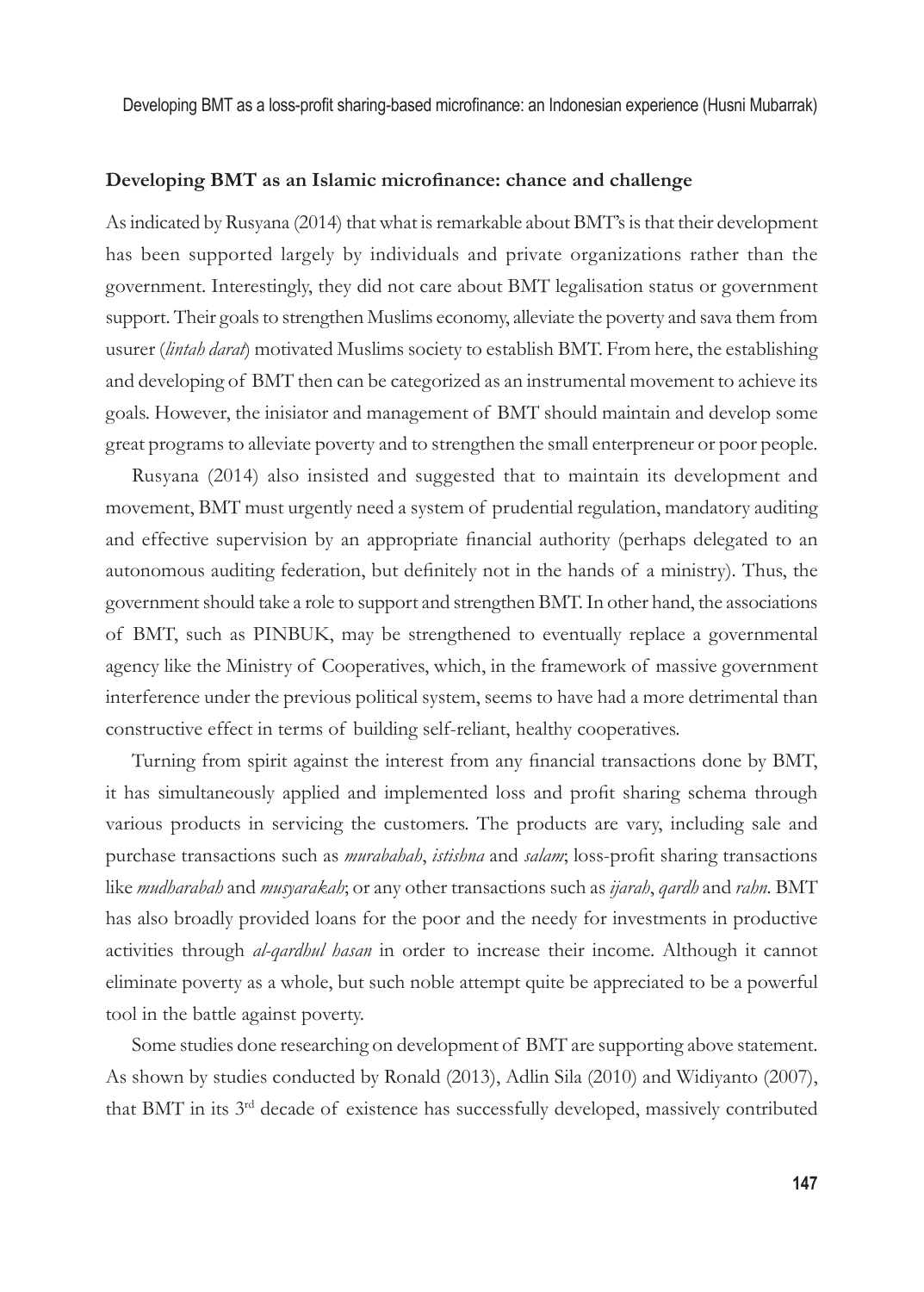### Developing BMT as an Islamic microfinance: chance and challenge

As indicated by Rusyana (2014) that what is remarkable about BMT's is that their development has been supported largely by individuals and private organizations rather than the government. Interestingly, they did not care about BMT legalisation status or government support. Their goals to strengthen Muslims economy, alleviate the poverty and sava them from usurer (*lintah darat*) motivated Muslims society to establish BMT. From here, the establishing and developing of BMT then can be categorized as an instrumental movement to achieve its goals. However, the inisiator and management of BMT should maintain and develop some great programs to alleviate poverty and to strengthen the small enterpreneur or poor people.

Rusyana (2014) also insisted and suggested that to maintain its development and movement, BMT must urgently need a system of prudential regulation, mandatory auditing and effective supervision by an appropriate financial authority (perhaps delegated to an autonomous auditing federation, but definitely not in the hands of a ministry). Thus, the government should take a role to support and strengthen BMT. In other hand, the associations of BMT, such as PINBUK, may be strengthened to eventually replace a governmental agency like the Ministry of Cooperatives, which, in the framework of massive government interference under the previous political system, seems to have had a more detrimental than constructive effect in terms of building self-reliant, healthy cooperatives.

Turning from spirit against the interest from any financial transactions done by BMT, it has simultaneously applied and implemented loss and profit sharing schema through various products in servicing the customers. The products are vary, including sale and purchase transactions such as *murabahah*, *istishna* and *salam*; loss-profit sharing transactions like *mudharabah* and *musyarakah*; or any other transactions such as *ijarah*, *qardh* and *rahn*. BMT has also broadly provided loans for the poor and the needy for investments in productive activities through *al-qardhul hasan* in order to increase their income. Although it cannot eliminate poverty as a whole, but such noble attempt quite be appreciated to be a powerful tool in the battle against poverty.

Some studies done researching on development of BMT are supporting above statement. As shown by studies conducted by Ronald (2013), Adlin Sila (2010) and Widiyanto (2007), that BMT in its 3rd decade of existence has successfully developed, massively contributed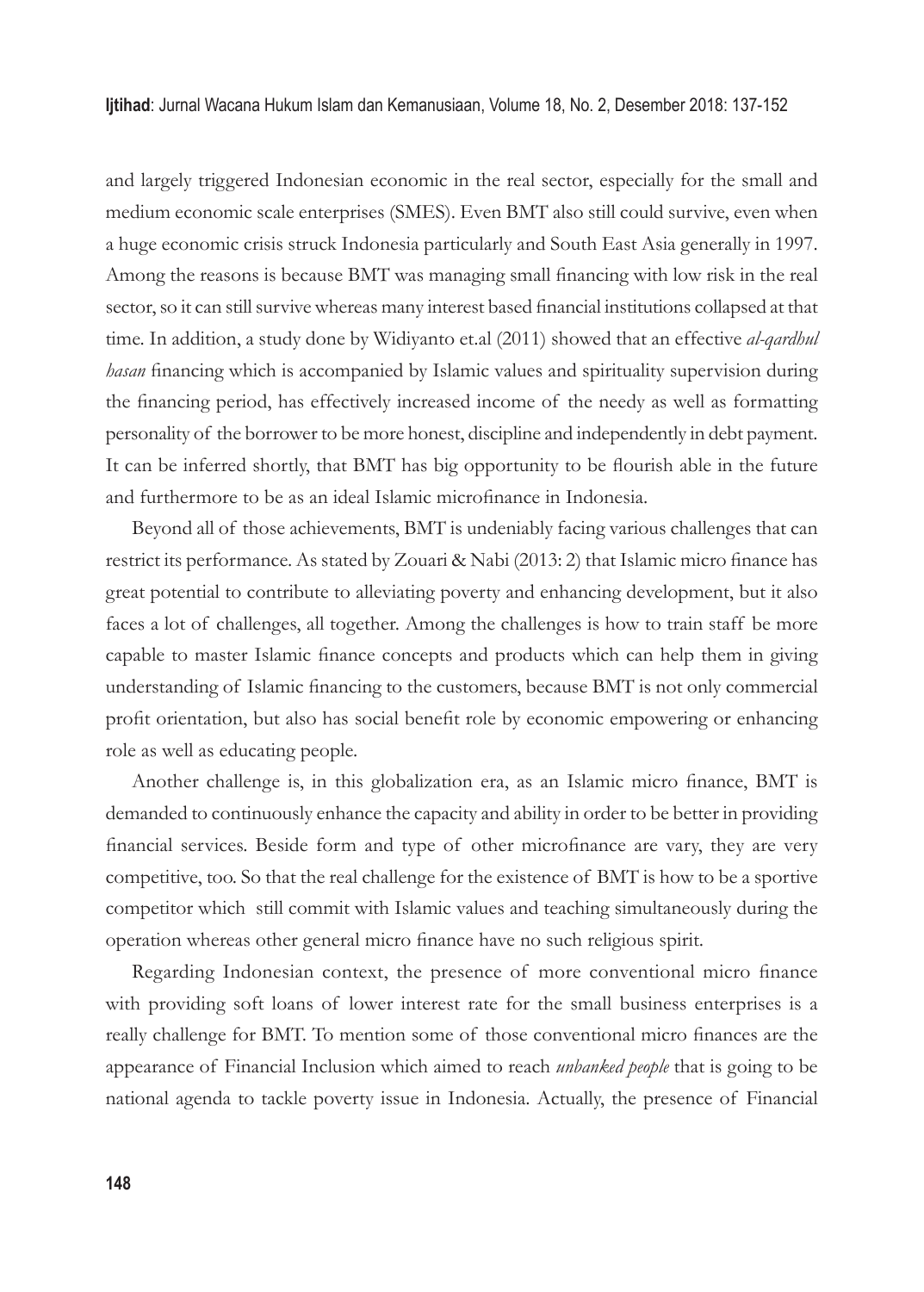and largely triggered Indonesian economic in the real sector, especially for the small and medium economic scale enterprises (SMES). Even BMT also still could survive, even when a huge economic crisis struck Indonesia particularly and South East Asia generally in 1997. Among the reasons is because BMT was managing small financing with low risk in the real sector, so it can still survive whereas many interest based financial institutions collapsed at that time. In addition, a study done by Widiyanto et.al (2011) showed that an effective *al-qardhul hasan* financing which is accompanied by Islamic values and spirituality supervision during the financing period, has effectively increased income of the needy as well as formatting personality of the borrower to be more honest, discipline and independently in debt payment. It can be inferred shortly, that BMT has big opportunity to be flourish able in the future and furthermore to be as an ideal Islamic microfinance in Indonesia.

Beyond all of those achievements, BMT is undeniably facing various challenges that can restrict its performance. As stated by Zouari & Nabi (2013: 2) that Islamic micro finance has great potential to contribute to alleviating poverty and enhancing development, but it also faces a lot of challenges, all together. Among the challenges is how to train staff be more capable to master Islamic finance concepts and products which can help them in giving understanding of Islamic financing to the customers, because BMT is not only commercial profit orientation, but also has social benefit role by economic empowering or enhancing role as well as educating people.

Another challenge is, in this globalization era, as an Islamic micro finance, BMT is demanded to continuously enhance the capacity and ability in order to be better in providing financial services. Beside form and type of other microfinance are vary, they are very competitive, too. So that the real challenge for the existence of BMT is how to be a sportive competitor which still commit with Islamic values and teaching simultaneously during the operation whereas other general micro finance have no such religious spirit.

Regarding Indonesian context, the presence of more conventional micro finance with providing soft loans of lower interest rate for the small business enterprises is a really challenge for BMT. To mention some of those conventional micro finances are the appearance of Financial Inclusion which aimed to reach *unbanked people* that is going to be national agenda to tackle poverty issue in Indonesia. Actually, the presence of Financial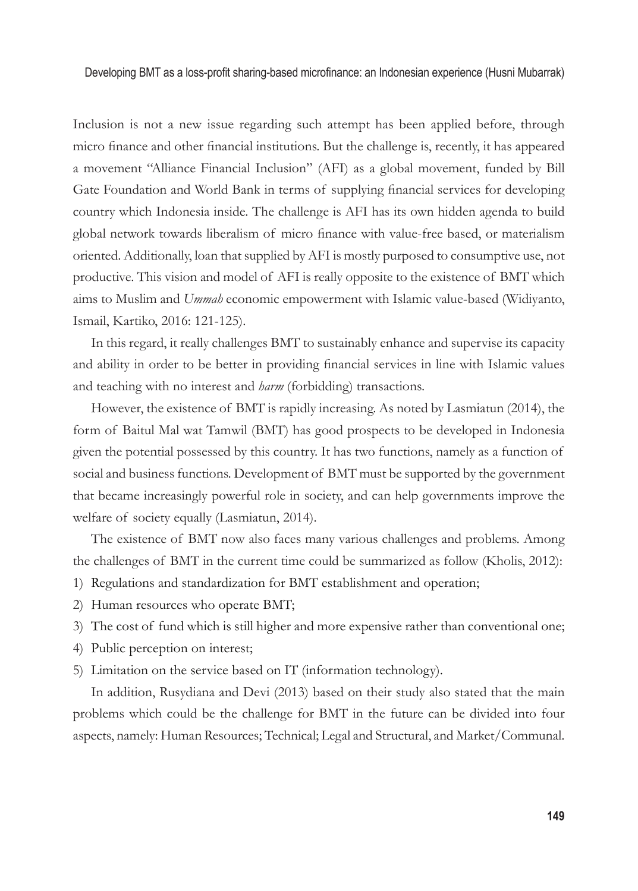Inclusion is not a new issue regarding such attempt has been applied before, through micro finance and other financial institutions. But the challenge is, recently, it has appeared a movement "Alliance Financial Inclusion" (AFI) as a global movement, funded by Bill Gate Foundation and World Bank in terms of supplying financial services for developing country which Indonesia inside. The challenge is AFI has its own hidden agenda to build global network towards liberalism of micro finance with value-free based, or materialism oriented. Additionally, loan that supplied by AFI is mostly purposed to consumptive use, not productive. This vision and model of AFI is really opposite to the existence of BMT which aims to Muslim and *Ummah* economic empowerment with Islamic value-based (Widiyanto, Ismail, Kartiko, 2016: 121-125).

In this regard, it really challenges BMT to sustainably enhance and supervise its capacity and ability in order to be better in providing financial services in line with Islamic values and teaching with no interest and *harm* (forbidding) transactions.

However, the existence of BMT is rapidly increasing. As noted by Lasmiatun (2014), the form of Baitul Mal wat Tamwil (BMT) has good prospects to be developed in Indonesia given the potential possessed by this country. It has two functions, namely as a function of social and business functions. Development of BMT must be supported by the government that became increasingly powerful role in society, and can help governments improve the welfare of society equally (Lasmiatun, 2014).

The existence of BMT now also faces many various challenges and problems. Among the challenges of BMT in the current time could be summarized as follow (Kholis, 2012):

1) Regulations and standardization for BMT establishment and operation;
2) Human resources who operate BMT;
3) The cost of fund which is still higher and more expensive rather than conventional one;
4) Public perception on interest;
5) Limitation on the service based on IT (information technology).

In addition, Rusydiana and Devi (2013) based on their study also stated that the main problems which could be the challenge for BMT in the future can be divided into four aspects, namely: Human Resources; Technical; Legal and Structural, and Market/Communal.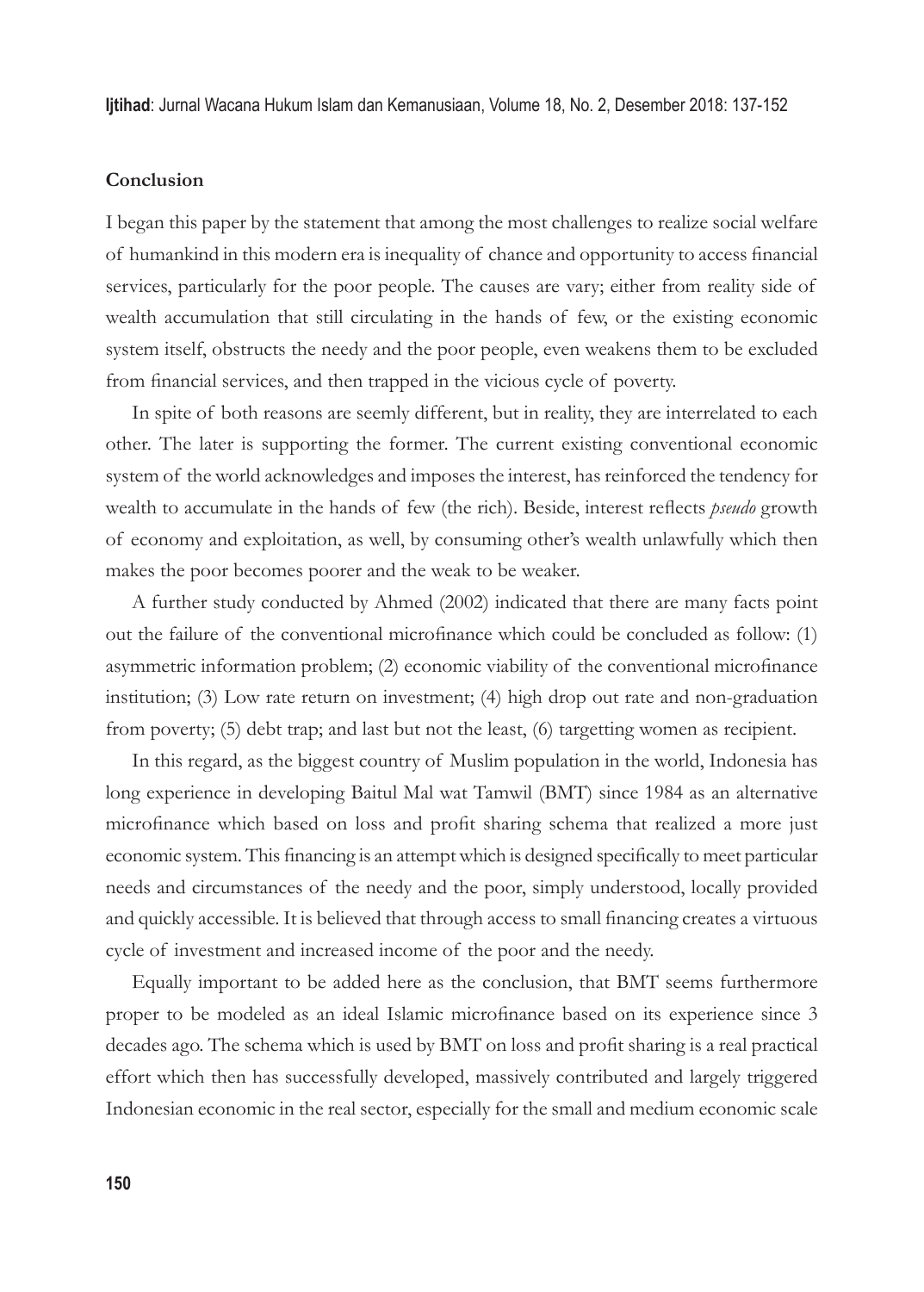## Conclusion

I began this paper by the statement that among the most challenges to realize social welfare of humankind in this modern era is inequality of chance and opportunity to access financial services, particularly for the poor people. The causes are vary; either from reality side of wealth accumulation that still circulating in the hands of few, or the existing economic system itself, obstructs the needy and the poor people, even weakens them to be excluded from financial services, and then trapped in the vicious cycle of poverty.

In spite of both reasons are seemly different, but in reality, they are interrelated to each other. The later is supporting the former. The current existing conventional economic system of the world acknowledges and imposes the interest, has reinforced the tendency for wealth to accumulate in the hands of few (the rich). Beside, interest reflects *pseudo* growth of economy and exploitation, as well, by consuming other's wealth unlawfully which then makes the poor becomes poorer and the weak to be weaker.

A further study conducted by Ahmed (2002) indicated that there are many facts point out the failure of the conventional microfinance which could be concluded as follow: (1) asymmetric information problem; (2) economic viability of the conventional microfinance institution; (3) Low rate return on investment; (4) high drop out rate and non-graduation from poverty; (5) debt trap; and last but not the least, (6) targetting women as recipient.

In this regard, as the biggest country of Muslim population in the world, Indonesia has long experience in developing Baitul Mal wat Tamwil (BMT) since 1984 as an alternative microfinance which based on loss and profit sharing schema that realized a more just economic system. This financing is an attempt which is designed specifically to meet particular needs and circumstances of the needy and the poor, simply understood, locally provided and quickly accessible. It is believed that through access to small financing creates a virtuous cycle of investment and increased income of the poor and the needy.

Equally important to be added here as the conclusion, that BMT seems furthermore proper to be modeled as an ideal Islamic microfinance based on its experience since 3 decades ago. The schema which is used by BMT on loss and profit sharing is a real practical effort which then has successfully developed, massively contributed and largely triggered Indonesian economic in the real sector, especially for the small and medium economic scale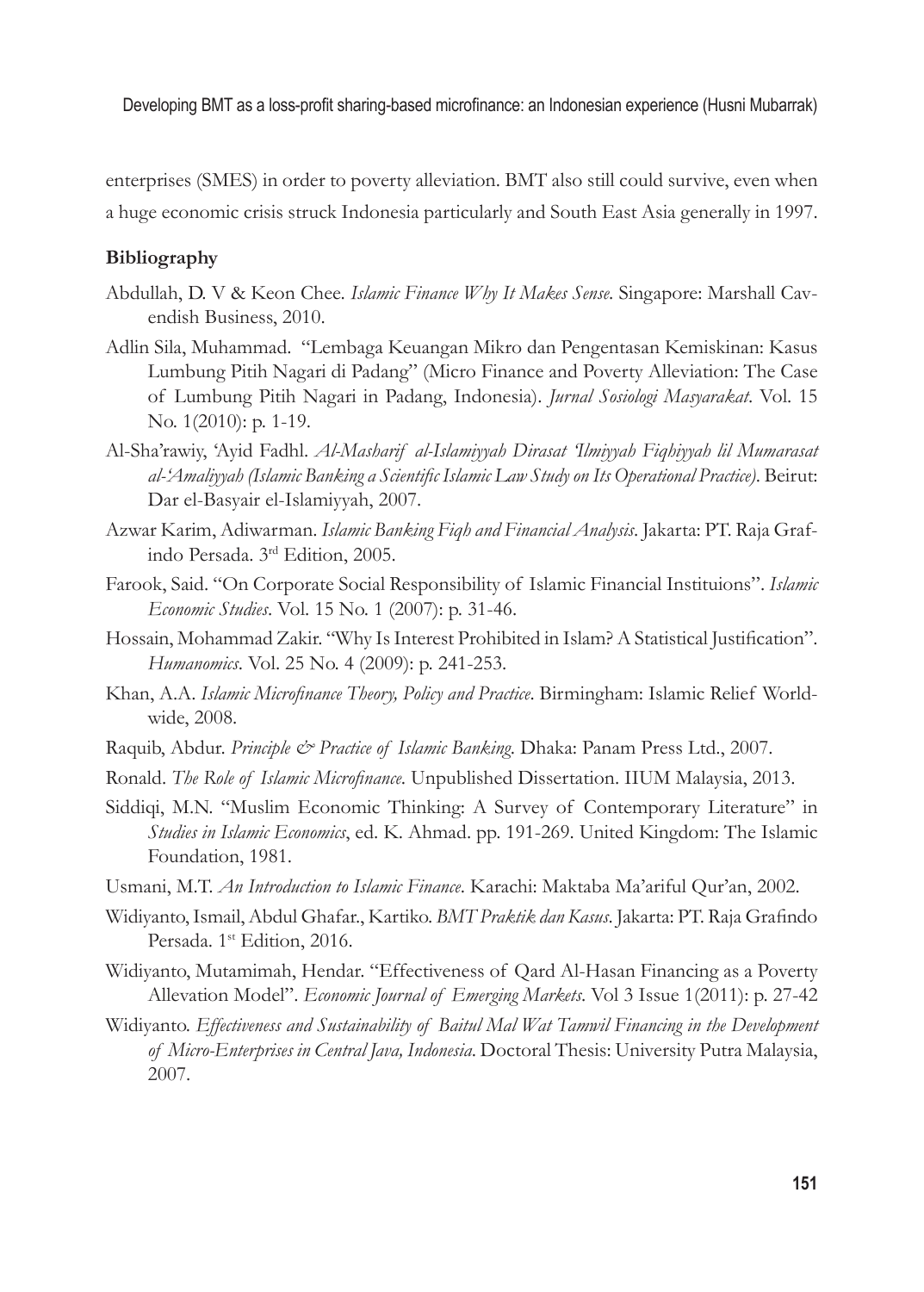enterprises (SMES) in order to poverty alleviation. BMT also still could survive, even when a huge economic crisis struck Indonesia particularly and South East Asia generally in 1997.

**Bibliography**

Abdullah, D. V & Keon Chee. *Islamic Finance Why It Makes Sense*. Singapore: Marshall Cavendish Business, 2010.

Adlin Sila, Muhammad. "Lembaga Keuangan Mikro dan Pengentasan Kemiskinan: Kasus Lumbung Pitih Nagari di Padang" (Micro Finance and Poverty Alleviation: The Case of Lumbung Pitih Nagari in Padang, Indonesia). *Jurnal Sosiologi Masyarakat*. Vol. 15 No. 1(2010): p. 1-19.

Al-Sha'rawiy, 'Ayid Fadhl. *Al-Masharif al-Islamiyyah Dirasat 'Ilmiyyah Fiqhiyyah lil Mumarasat al-'Amaliyyah (Islamic Banking a Scientific Islamic Law Study on Its Operational Practice)*. Beirut: Dar el-Basyair el-Islamiyyah, 2007.

Azwar Karim, Adiwarman. *Islamic Banking Fiqh and Financial Analysis*. Jakarta: PT. Raja Grafindo Persada. 3rd Edition, 2005.

Farook, Said. "On Corporate Social Responsibility of Islamic Financial Instituions". *Islamic Economic Studies*. Vol. 15 No. 1 (2007): p. 31-46.

Hossain, Mohammad Zakir. "Why Is Interest Prohibited in Islam? A Statistical Justification". *Humanomics*. Vol. 25 No. 4 (2009): p. 241-253.

Khan, A.A. *Islamic Microfinance Theory, Policy and Practice*. Birmingham: Islamic Relief Worldwide, 2008.

Raquib, Abdur. *Principle & Practice of Islamic Banking*. Dhaka: Panam Press Ltd., 2007.

Ronald. *The Role of Islamic Microfinance*. Unpublished Dissertation. IIUM Malaysia, 2013.

Siddiqi, M.N. "Muslim Economic Thinking: A Survey of Contemporary Literature" in *Studies in Islamic Economics*, ed. K. Ahmad. pp. 191-269. United Kingdom: The Islamic Foundation, 1981.

Usmani, M.T. *An Introduction to Islamic Finance*. Karachi: Maktaba Ma'ariful Qur'an, 2002.

Widiyanto, Ismail, Abdul Ghafar., Kartiko. *BMT Praktik dan Kasus*. Jakarta: PT. Raja Grafindo Persada. 1st Edition, 2016.

Widiyanto, Mutamimah, Hendar. "Effectiveness of Qard Al-Hasan Financing as a Poverty Allevation Model". *Economic Journal of Emerging Markets*. Vol 3 Issue 1(2011): p. 27-42

Widiyanto. *Effectiveness and Sustainability of Baitul Mal Wat Tamwil Financing in the Development of Micro-Enterprises in Central Java, Indonesia*. Doctoral Thesis: University Putra Malaysia, 2007.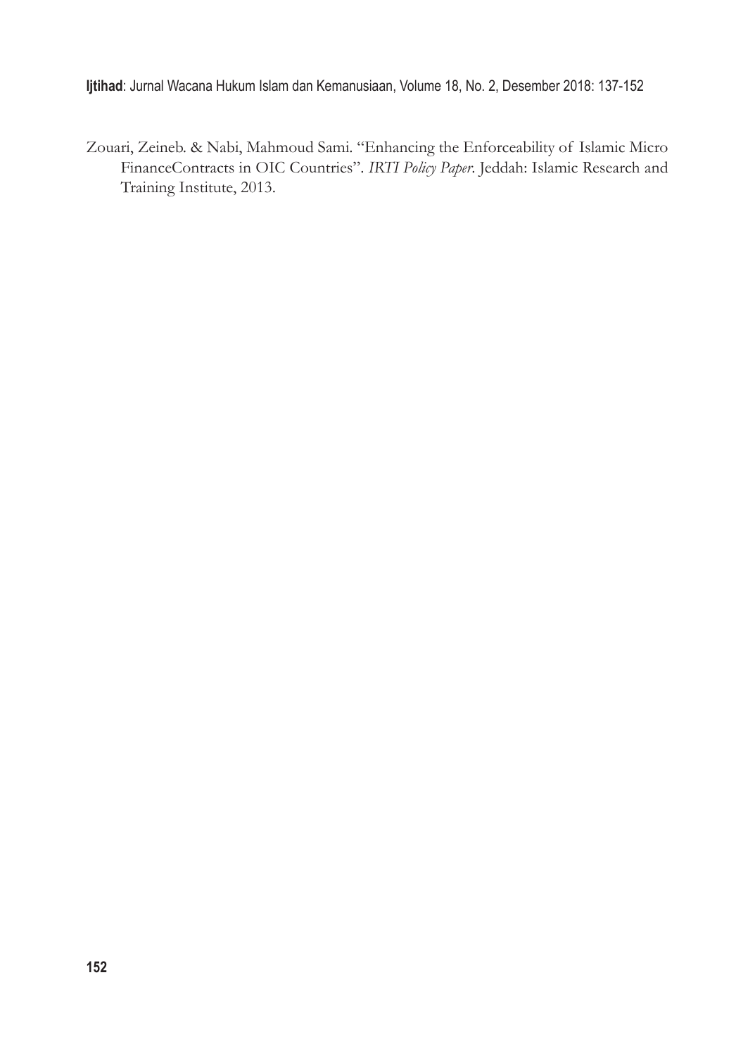Zouari, Zeineb. & Nabi, Mahmoud Sami. "Enhancing the Enforceability of Islamic Micro FinanceContracts in OIC Countries". *IRTI Policy Paper*. Jeddah: Islamic Research and Training Institute, 2013.